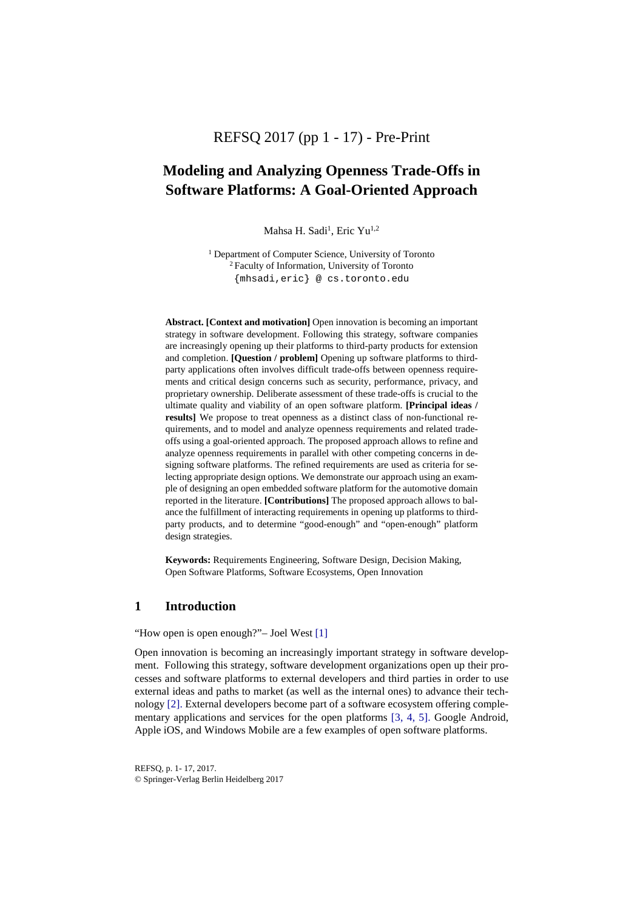REFSQ 2017 (pp 1 - 17) - Pre-Print

# Modeling and Analyzing Openness Trade-Offs in Software Platforms: A Goal-Oriented Approach

Mahsa H. Sadi[1], Eric Yu[1,2]

[1] Department of Computer Science, University of Toronto
[2] Faculty of Information, University of Toronto
{mhsadi,eric} @ cs.toronto.edu

**Abstract. [Context and motivation]** Open innovation is becoming an important strategy in software development. Following this strategy, software companies are increasingly opening up their platforms to third-party products for extension and completion. **[Question / problem]** Opening up software platforms to third-party applications often involves difficult trade-offs between openness requirements and critical design concerns such as security, performance, privacy, and proprietary ownership. Deliberate assessment of these trade-offs is crucial to the ultimate quality and viability of an open software platform. **[Principal ideas / results]** We propose to treat openness as a distinct class of non-functional requirements, and to model and analyze openness requirements and related trade-offs using a goal-oriented approach. The proposed approach allows to refine and analyze openness requirements in parallel with other competing concerns in designing software platforms. The refined requirements are used as criteria for selecting appropriate design options. We demonstrate our approach using an example of designing an open embedded software platform for the automotive domain reported in the literature. **[Contributions]** The proposed approach allows to balance the fulfillment of interacting requirements in opening up platforms to third-party products, and to determine "good-enough" and "open-enough" platform design strategies.

**Keywords:** Requirements Engineering, Software Design, Decision Making, Open Software Platforms, Software Ecosystems, Open Innovation

## 1 Introduction

"How open is open enough?"– Joel West [1]

Open innovation is becoming an increasingly important strategy in software development. Following this strategy, software development organizations open up their processes and software platforms to external developers and third parties in order to use external ideas and paths to market (as well as the internal ones) to advance their technology [2]. External developers become part of a software ecosystem offering complementary applications and services for the open platforms [3, 4, 5]. Google Android, Apple iOS, and Windows Mobile are a few examples of open software platforms.

REFSQ, p. 1- 17, 2017.
© Springer-Verlag Berlin Heidelberg 2017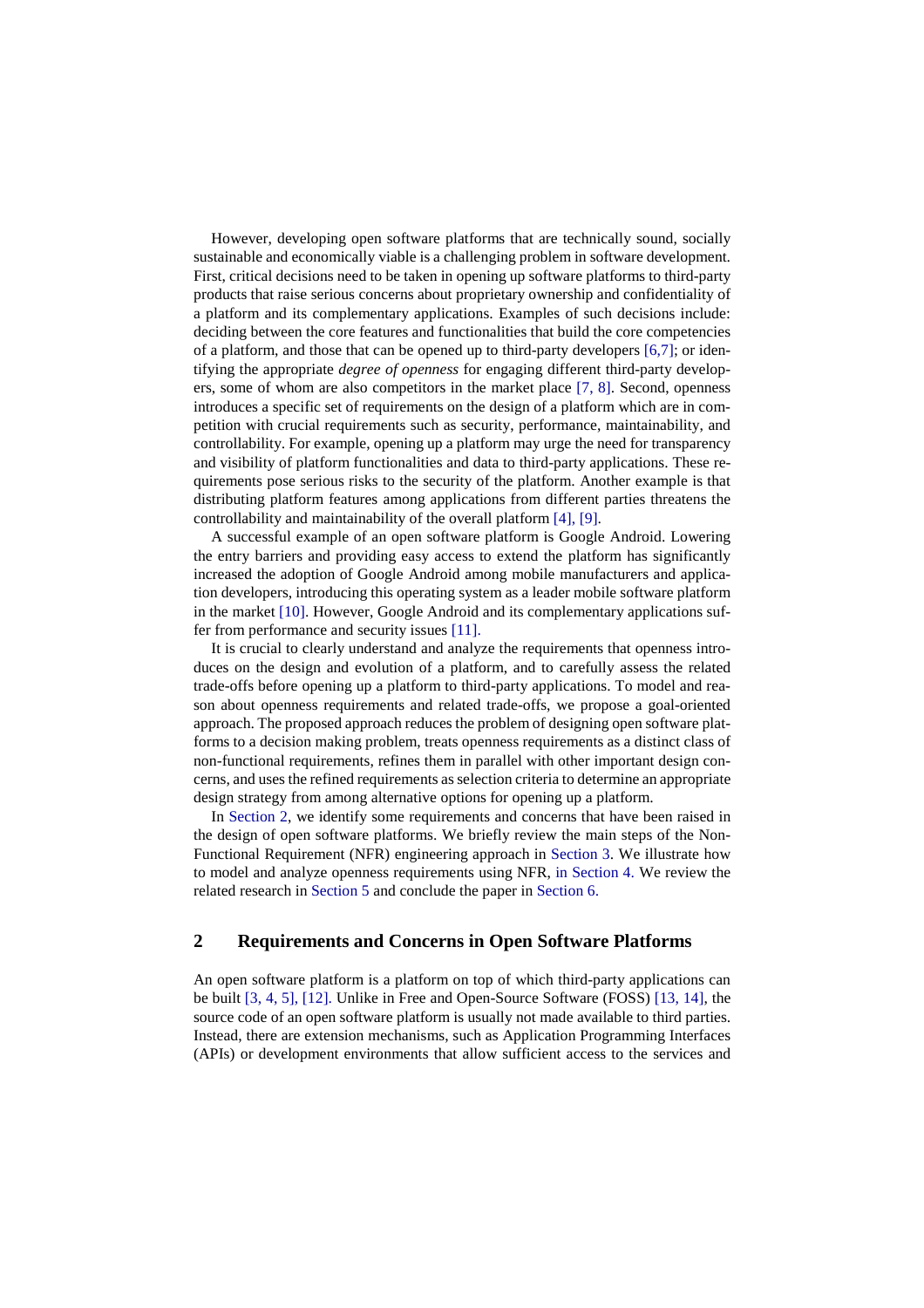However, developing open software platforms that are technically sound, socially sustainable and economically viable is a challenging problem in software development. First, critical decisions need to be taken in opening up software platforms to third-party products that raise serious concerns about proprietary ownership and confidentiality of a platform and its complementary applications. Examples of such decisions include: deciding between the core features and functionalities that build the core competencies of a platform, and those that can be opened up to third-party developers [6,7]; or identifying the appropriate *degree of openness* for engaging different third-party developers, some of whom are also competitors in the market place [7, 8]. Second, openness introduces a specific set of requirements on the design of a platform which are in competition with crucial requirements such as security, performance, maintainability, and controllability. For example, opening up a platform may urge the need for transparency and visibility of platform functionalities and data to third-party applications. These requirements pose serious risks to the security of the platform. Another example is that distributing platform features among applications from different parties threatens the controllability and maintainability of the overall platform [4], [9].

A successful example of an open software platform is Google Android. Lowering the entry barriers and providing easy access to extend the platform has significantly increased the adoption of Google Android among mobile manufacturers and application developers, introducing this operating system as a leader mobile software platform in the market [10]. However, Google Android and its complementary applications suffer from performance and security issues [11].

It is crucial to clearly understand and analyze the requirements that openness introduces on the design and evolution of a platform, and to carefully assess the related trade-offs before opening up a platform to third-party applications. To model and reason about openness requirements and related trade-offs, we propose a goal-oriented approach. The proposed approach reduces the problem of designing open software platforms to a decision making problem, treats openness requirements as a distinct class of non-functional requirements, refines them in parallel with other important design concerns, and uses the refined requirements as selection criteria to determine an appropriate design strategy from among alternative options for opening up a platform.

In Section 2, we identify some requirements and concerns that have been raised in the design of open software platforms. We briefly review the main steps of the Non-Functional Requirement (NFR) engineering approach in Section 3. We illustrate how to model and analyze openness requirements using NFR, in Section 4. We review the related research in Section 5 and conclude the paper in Section 6.

## 2 Requirements and Concerns in Open Software Platforms

An open software platform is a platform on top of which third-party applications can be built [3, 4, 5], [12]. Unlike in Free and Open-Source Software (FOSS) [13, 14], the source code of an open software platform is usually not made available to third parties. Instead, there are extension mechanisms, such as Application Programming Interfaces (APIs) or development environments that allow sufficient access to the services and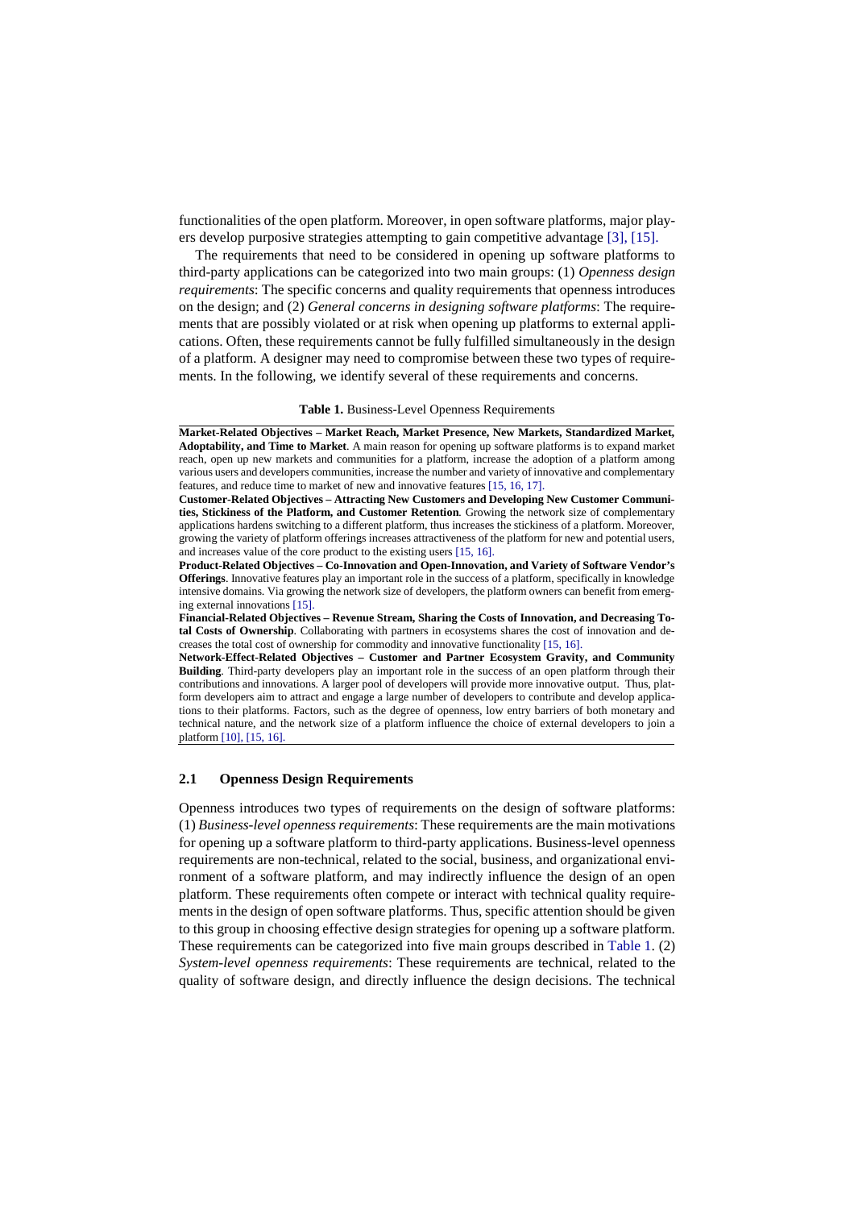functionalities of the open platform. Moreover, in open software platforms, major players develop purposive strategies attempting to gain competitive advantage [3], [15].

The requirements that need to be considered in opening up software platforms to third-party applications can be categorized into two main groups: (1) *Openness design requirements*: The specific concerns and quality requirements that openness introduces on the design; and (2) *General concerns in designing software platforms*: The requirements that are possibly violated or at risk when opening up platforms to external applications. Often, these requirements cannot be fully fulfilled simultaneously in the design of a platform. A designer may need to compromise between these two types of requirements. In the following, we identify several of these requirements and concerns.

**Table 1.** Business-Level Openness Requirements

| |
|---|
| **Market-Related Objectives – Market Reach, Market Presence, New Markets, Standardized Market, Adoptability, and Time to Market**. A main reason for opening up software platforms is to expand market reach, open up new markets and communities for a platform, increase the adoption of a platform among various users and developers communities, increase the number and variety of innovative and complementary features, and reduce time to market of new and innovative features [15, 16, 17]. |
| **Customer-Related Objectives – Attracting New Customers and Developing New Customer Communities, Stickiness of the Platform, and Customer Retention**. Growing the network size of complementary applications hardens switching to a different platform, thus increases the stickiness of a platform. Moreover, growing the variety of platform offerings increases attractiveness of the platform for new and potential users, and increases value of the core product to the existing users [15, 16]. |
| **Product-Related Objectives – Co-Innovation and Open-Innovation, and Variety of Software Vendor's Offerings**. Innovative features play an important role in the success of a platform, specifically in knowledge intensive domains. Via growing the network size of developers, the platform owners can benefit from emerging external innovations [15]. |
| **Financial-Related Objectives – Revenue Stream, Sharing the Costs of Innovation, and Decreasing Total Costs of Ownership**. Collaborating with partners in ecosystems shares the cost of innovation and decreases the total cost of ownership for commodity and innovative functionality [15, 16]. |
| **Network-Effect-Related Objectives – Customer and Partner Ecosystem Gravity, and Community Building**. Third-party developers play an important role in the success of an open platform through their contributions and innovations. A larger pool of developers will provide more innovative output. Thus, platform developers aim to attract and engage a large number of developers to contribute and develop applications to their platforms. Factors, such as the degree of openness, low entry barriers of both monetary and technical nature, and the network size of a platform influence the choice of external developers to join a platform [10], [15, 16]. |

### 2.1 Openness Design Requirements

Openness introduces two types of requirements on the design of software platforms: (1) *Business-level openness requirements*: These requirements are the main motivations for opening up a software platform to third-party applications. Business-level openness requirements are non-technical, related to the social, business, and organizational environment of a software platform, and may indirectly influence the design of an open platform. These requirements often compete or interact with technical quality requirements in the design of open software platforms. Thus, specific attention should be given to this group in choosing effective design strategies for opening up a software platform. These requirements can be categorized into five main groups described in Table 1. (2) *System-level openness requirements*: These requirements are technical, related to the quality of software design, and directly influence the design decisions. The technical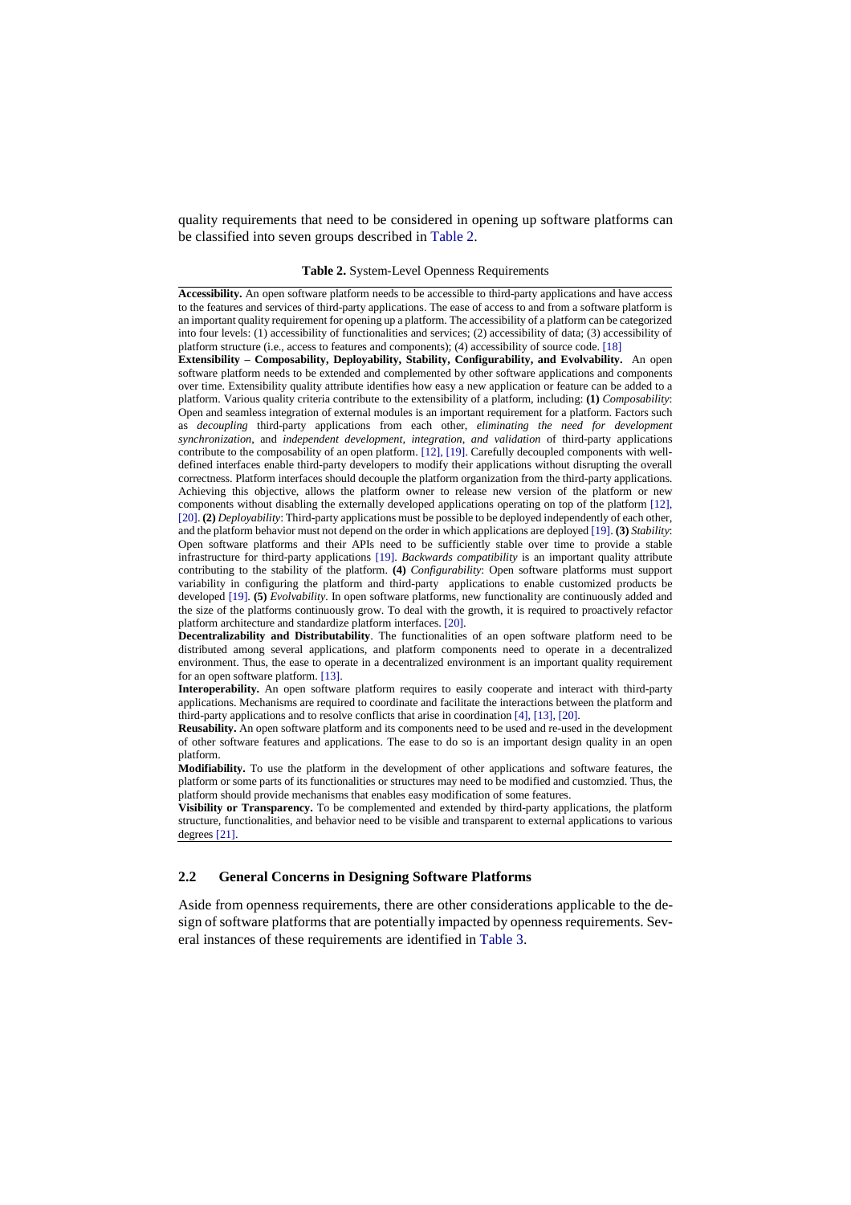quality requirements that need to be considered in opening up software platforms can be classified into seven groups described in Table 2.

**Table 2.** System-Level Openness Requirements

**Accessibility.** An open software platform needs to be accessible to third-party applications and have access to the features and services of third-party applications. The ease of access to and from a software platform is an important quality requirement for opening up a platform. The accessibility of a platform can be categorized into four levels: (1) accessibility of functionalities and services; (2) accessibility of data; (3) accessibility of platform structure (i.e., access to features and components); (4) accessibility of source code. [18]

**Extensibility – Composability, Deployability, Stability, Configurability, and Evolvability.** An open software platform needs to be extended and complemented by other software applications and components over time. Extensibility quality attribute identifies how easy a new application or feature can be added to a platform. Various quality criteria contribute to the extensibility of a platform, including: **(1)** *Composability*: Open and seamless integration of external modules is an important requirement for a platform. Factors such as *decoupling* third-party applications from each other, *eliminating the need for development synchronization*, and *independent development, integration, and validation* of third-party applications contribute to the composability of an open platform. [12], [19]. Carefully decoupled components with well-defined interfaces enable third-party developers to modify their applications without disrupting the overall correctness. Platform interfaces should decouple the platform organization from the third-party applications. Achieving this objective, allows the platform owner to release new version of the platform or new components without disabling the externally developed applications operating on top of the platform [12], [20]. **(2)** *Deployability*: Third-party applications must be possible to be deployed independently of each other, and the platform behavior must not depend on the order in which applications are deployed [19]. **(3)** *Stability*: Open software platforms and their APIs need to be sufficiently stable over time to provide a stable infrastructure for third-party applications [19]. *Backwards compatibility* is an important quality attribute contributing to the stability of the platform. **(4)** *Configurability*: Open software platforms must support variability in configuring the platform and third-party applications to enable customized products be developed [19]. **(5)** *Evolvability*. In open software platforms, new functionality are continuously added and the size of the platforms continuously grow. To deal with the growth, it is required to proactively refactor platform architecture and standardize platform interfaces. [20].

**Decentralizability and Distributability**. The functionalities of an open software platform need to be distributed among several applications, and platform components need to operate in a decentralized environment. Thus, the ease to operate in a decentralized environment is an important quality requirement for an open software platform. [13].

**Interoperability.** An open software platform requires to easily cooperate and interact with third-party applications. Mechanisms are required to coordinate and facilitate the interactions between the platform and third-party applications and to resolve conflicts that arise in coordination [4], [13], [20].

**Reusability.** An open software platform and its components need to be used and re-used in the development of other software features and applications. The ease to do so is an important design quality in an open platform.

**Modifiability.** To use the platform in the development of other applications and software features, the platform or some parts of its functionalities or structures may need to be modified and customzied. Thus, the platform should provide mechanisms that enables easy modification of some features.

**Visibility or Transparency.** To be complemented and extended by third-party applications, the platform structure, functionalities, and behavior need to be visible and transparent to external applications to various degrees [21].

### 2.2 General Concerns in Designing Software Platforms

Aside from openness requirements, there are other considerations applicable to the design of software platforms that are potentially impacted by openness requirements. Several instances of these requirements are identified in Table 3.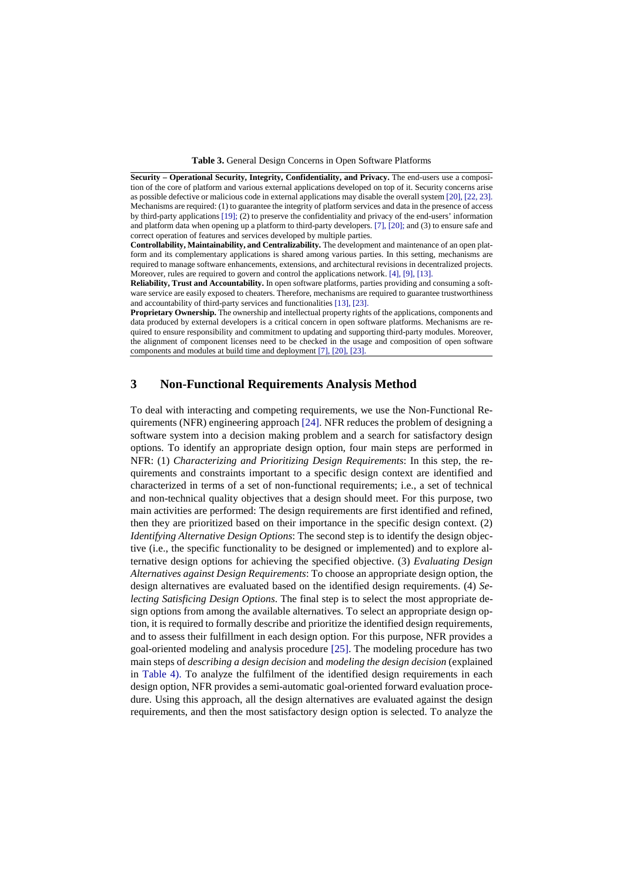**Table 3.** General Design Concerns in Open Software Platforms

| |
|---|
| **Security – Operational Security, Integrity, Confidentiality, and Privacy.** The end-users use a composition of the core of platform and various external applications developed on top of it. Security concerns arise as possible defective or malicious code in external applications may disable the overall system [20], [22, 23]. Mechanisms are required: (1) to guarantee the integrity of platform services and data in the presence of access by third-party applications [19]; (2) to preserve the confidentiality and privacy of the end-users' information and platform data when opening up a platform to third-party developers. [7], [20]; and (3) to ensure safe and correct operation of features and services developed by multiple parties. |
| **Controllability, Maintainability, and Centralizability.** The development and maintenance of an open platform and its complementary applications is shared among various parties. In this setting, mechanisms are required to manage software enhancements, extensions, and architectural revisions in decentralized projects. Moreover, rules are required to govern and control the applications network. [4], [9], [13]. |
| **Reliability, Trust and Accountability.** In open software platforms, parties providing and consuming a software service are easily exposed to cheaters. Therefore, mechanisms are required to guarantee trustworthiness and accountability of third-party services and functionalities [13], [23]. |
| **Proprietary Ownership.** The ownership and intellectual property rights of the applications, components and data produced by external developers is a critical concern in open software platforms. Mechanisms are required to ensure responsibility and commitment to updating and supporting third-party modules. Moreover, the alignment of component licenses need to be checked in the usage and composition of open software components and modules at build time and deployment [7], [20], [23]. |

## 3 Non-Functional Requirements Analysis Method

To deal with interacting and competing requirements, we use the Non-Functional Requirements (NFR) engineering approach [24]. NFR reduces the problem of designing a software system into a decision making problem and a search for satisfactory design options. To identify an appropriate design option, four main steps are performed in NFR: (1) *Characterizing and Prioritizing Design Requirements*: In this step, the requirements and constraints important to a specific design context are identified and characterized in terms of a set of non-functional requirements; i.e., a set of technical and non-technical quality objectives that a design should meet. For this purpose, two main activities are performed: The design requirements are first identified and refined, then they are prioritized based on their importance in the specific design context. (2) *Identifying Alternative Design Options*: The second step is to identify the design objective (i.e., the specific functionality to be designed or implemented) and to explore alternative design options for achieving the specified objective. (3) *Evaluating Design Alternatives against Design Requirements*: To choose an appropriate design option, the design alternatives are evaluated based on the identified design requirements. (4) *Selecting Satisficing Design Options*. The final step is to select the most appropriate design options from among the available alternatives. To select an appropriate design option, it is required to formally describe and prioritize the identified design requirements, and to assess their fulfillment in each design option. For this purpose, NFR provides a goal-oriented modeling and analysis procedure [25]. The modeling procedure has two main steps of *describing a design decision* and *modeling the design decision* (explained in Table 4). To analyze the fulfilment of the identified design requirements in each design option, NFR provides a semi-automatic goal-oriented forward evaluation procedure. Using this approach, all the design alternatives are evaluated against the design requirements, and then the most satisfactory design option is selected. To analyze the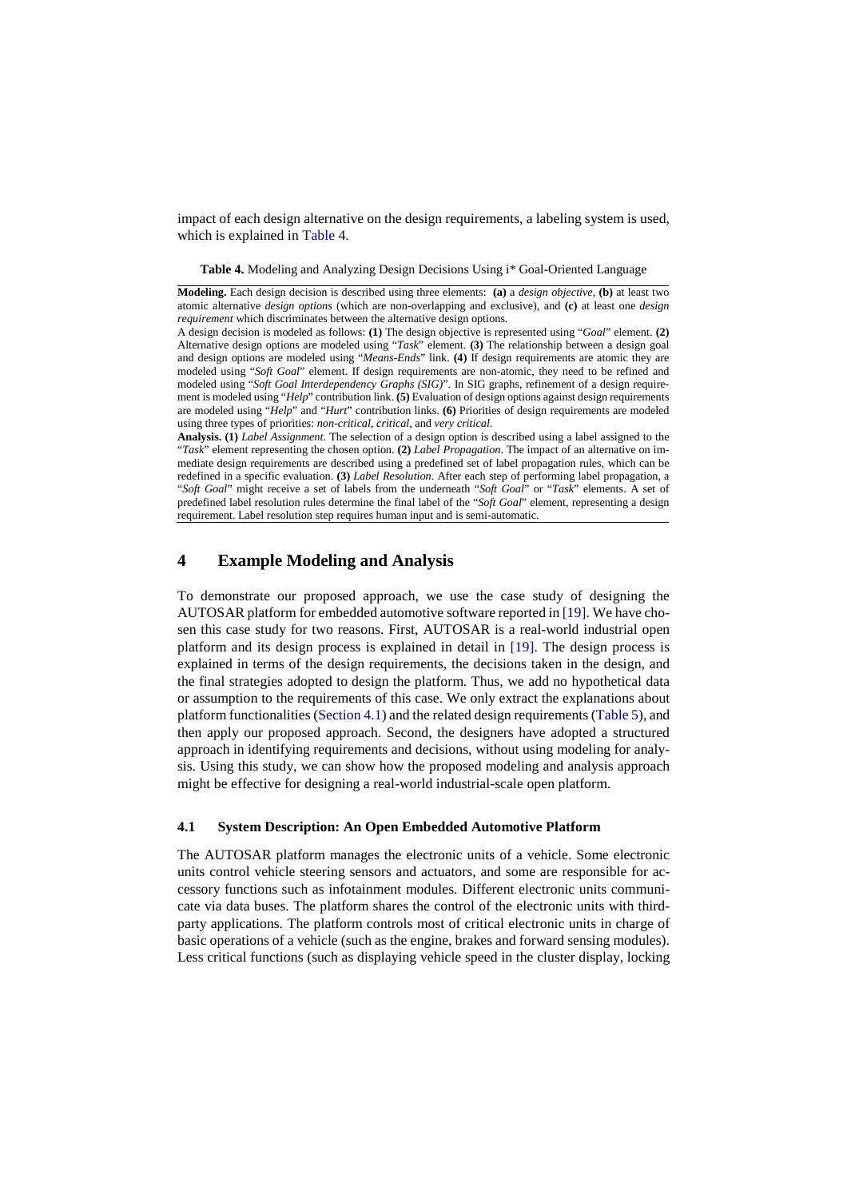impact of each design alternative on the design requirements, a labeling system is used, which is explained in Table 4.

**Table 4.** Modeling and Analyzing Design Decisions Using i* Goal-Oriented Language

**Modeling.** Each design decision is described using three elements: **(a)** a *design objective*, **(b)** at least two atomic alternative *design options* (which are non-overlapping and exclusive), and **(c)** at least one *design requirement* which discriminates between the alternative design options.

A design decision is modeled as follows: **(1)** The design objective is represented using "*Goal*" element. **(2)** Alternative design options are modeled using "*Task*" element. **(3)** The relationship between a design goal and design options are modeled using "*Means-Ends*" link. **(4)** If design requirements are atomic they are modeled using "*Soft Goal*" element. If design requirements are non-atomic, they need to be refined and modeled using "*Soft Goal Interdependency Graphs (SIG)*". In SIG graphs, refinement of a design requirement is modeled using "*Help*" contribution link. **(5)** Evaluation of design options against design requirements are modeled using "*Help*" and "*Hurt*" contribution links. **(6)** Priorities of design requirements are modeled using three types of priorities: *non-critical*, *critical*, and *very critical*.

**Analysis. (1)** *Label Assignment*. The selection of a design option is described using a label assigned to the "*Task*" element representing the chosen option. **(2)** *Label Propagation*. The impact of an alternative on immediate design requirements are described using a predefined set of label propagation rules, which can be redefined in a specific evaluation. **(3)** *Label Resolution*. After each step of performing label propagation, a "*Soft Goal*" might receive a set of labels from the underneath "*Soft Goal*" or "*Task*" elements. A set of predefined label resolution rules determine the final label of the "*Soft Goal*" element, representing a design requirement. Label resolution step requires human input and is semi-automatic.

## 4 Example Modeling and Analysis

To demonstrate our proposed approach, we use the case study of designing the AUTOSAR platform for embedded automotive software reported in [19]. We have chosen this case study for two reasons. First, AUTOSAR is a real-world industrial open platform and its design process is explained in detail in [19]. The design process is explained in terms of the design requirements, the decisions taken in the design, and the final strategies adopted to design the platform. Thus, we add no hypothetical data or assumption to the requirements of this case. We only extract the explanations about platform functionalities (Section 4.1) and the related design requirements (Table 5), and then apply our proposed approach. Second, the designers have adopted a structured approach in identifying requirements and decisions, without using modeling for analysis. Using this study, we can show how the proposed modeling and analysis approach might be effective for designing a real-world industrial-scale open platform.

### 4.1 System Description: An Open Embedded Automotive Platform

The AUTOSAR platform manages the electronic units of a vehicle. Some electronic units control vehicle steering sensors and actuators, and some are responsible for accessory functions such as infotainment modules. Different electronic units communicate via data buses. The platform shares the control of the electronic units with third-party applications. The platform controls most of critical electronic units in charge of basic operations of a vehicle (such as the engine, brakes and forward sensing modules). Less critical functions (such as displaying vehicle speed in the cluster display, locking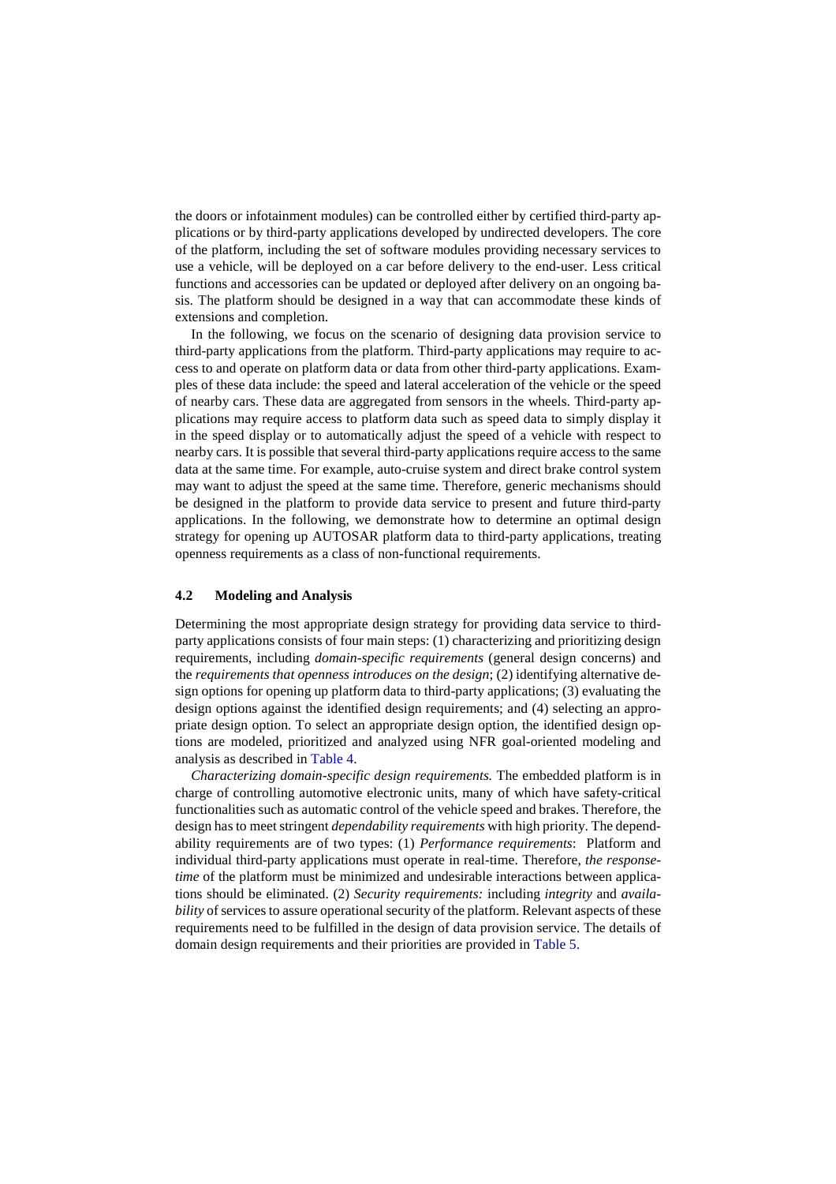the doors or infotainment modules) can be controlled either by certified third-party applications or by third-party applications developed by undirected developers. The core of the platform, including the set of software modules providing necessary services to use a vehicle, will be deployed on a car before delivery to the end-user. Less critical functions and accessories can be updated or deployed after delivery on an ongoing basis. The platform should be designed in a way that can accommodate these kinds of extensions and completion.

In the following, we focus on the scenario of designing data provision service to third-party applications from the platform. Third-party applications may require to access to and operate on platform data or data from other third-party applications. Examples of these data include: the speed and lateral acceleration of the vehicle or the speed of nearby cars. These data are aggregated from sensors in the wheels. Third-party applications may require access to platform data such as speed data to simply display it in the speed display or to automatically adjust the speed of a vehicle with respect to nearby cars. It is possible that several third-party applications require access to the same data at the same time. For example, auto-cruise system and direct brake control system may want to adjust the speed at the same time. Therefore, generic mechanisms should be designed in the platform to provide data service to present and future third-party applications. In the following, we demonstrate how to determine an optimal design strategy for opening up AUTOSAR platform data to third-party applications, treating openness requirements as a class of non-functional requirements.

### 4.2 Modeling and Analysis

Determining the most appropriate design strategy for providing data service to third-party applications consists of four main steps: (1) characterizing and prioritizing design requirements, including *domain-specific requirements* (general design concerns) and the *requirements that openness introduces on the design*; (2) identifying alternative design options for opening up platform data to third-party applications; (3) evaluating the design options against the identified design requirements; and (4) selecting an appropriate design option. To select an appropriate design option, the identified design options are modeled, prioritized and analyzed using NFR goal-oriented modeling and analysis as described in Table 4.

*Characterizing domain-specific design requirements.* The embedded platform is in charge of controlling automotive electronic units, many of which have safety-critical functionalities such as automatic control of the vehicle speed and brakes. Therefore, the design has to meet stringent *dependability requirements* with high priority. The dependability requirements are of two types: (1) *Performance requirements*: Platform and individual third-party applications must operate in real-time. Therefore, *the response-time* of the platform must be minimized and undesirable interactions between applications should be eliminated. (2) *Security requirements:* including *integrity* and *availability* of services to assure operational security of the platform. Relevant aspects of these requirements need to be fulfilled in the design of data provision service. The details of domain design requirements and their priorities are provided in Table 5.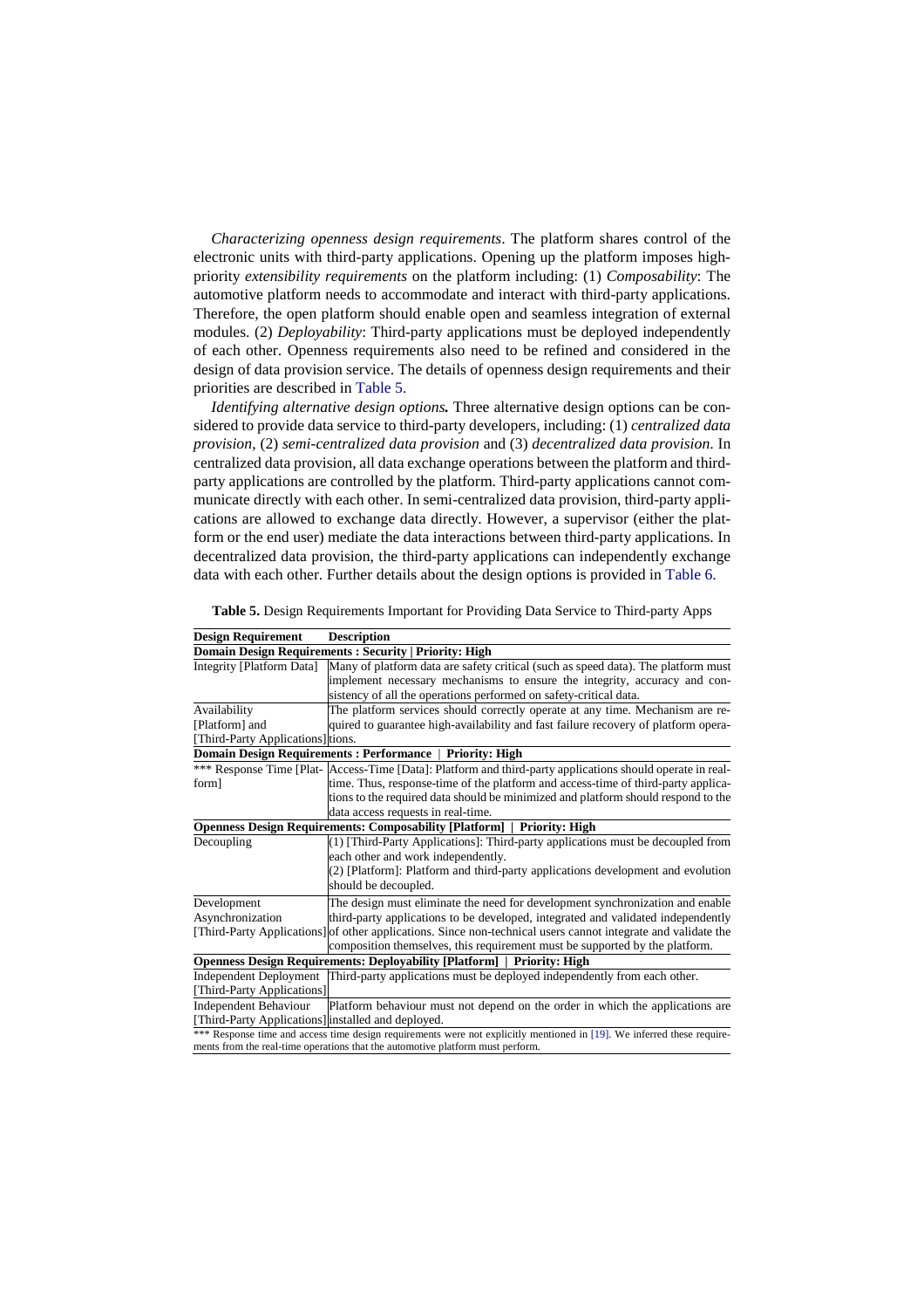*Characterizing openness design requirements*. The platform shares control of the electronic units with third-party applications. Opening up the platform imposes high-priority *extensibility requirements* on the platform including: (1) *Composability*: The automotive platform needs to accommodate and interact with third-party applications. Therefore, the open platform should enable open and seamless integration of external modules. (2) *Deployability*: Third-party applications must be deployed independently of each other. Openness requirements also need to be refined and considered in the design of data provision service. The details of openness design requirements and their priorities are described in Table 5.

*Identifying alternative design options.* Three alternative design options can be considered to provide data service to third-party developers, including: (1) *centralized data provision*, (2) *semi-centralized data provision* and (3) *decentralized data provision*. In centralized data provision, all data exchange operations between the platform and third-party applications are controlled by the platform. Third-party applications cannot communicate directly with each other. In semi-centralized data provision, third-party applications are allowed to exchange data directly. However, a supervisor (either the platform or the end user) mediate the data interactions between third-party applications. In decentralized data provision, the third-party applications can independently exchange data with each other. Further details about the design options is provided in Table 6.

**Table 5.** Design Requirements Important for Providing Data Service to Third-party Apps

| **Design Requirement** | **Description** |
|---|---|
| **Domain Design Requirements : Security \| Priority: High** | |
| Integrity [Platform Data] | Many of platform data are safety critical (such as speed data). The platform must implement necessary mechanisms to ensure the integrity, accuracy and consistency of all the operations performed on safety-critical data. |
| Availability [Platform] and [Third-Party Applications] | The platform services should correctly operate at any time. Mechanism are required to guarantee high-availability and fast failure recovery of platform operations. |
| **Domain Design Requirements : Performance \| Priority: High** | |
| *** Response Time [Platform] | Access-Time [Data]: Platform and third-party applications should operate in real-time. Thus, response-time of the platform and access-time of third-party applications to the required data should be minimized and platform should respond to the data access requests in real-time. |
| **Openness Design Requirements: Composability [Platform] \| Priority: High** | |
| Decoupling | (1) [Third-Party Applications]: Third-party applications must be decoupled from each other and work independently.<br>(2) [Platform]: Platform and third-party applications development and evolution should be decoupled. |
| Development Asynchronization [Third-Party Applications] | The design must eliminate the need for development synchronization and enable third-party applications to be developed, integrated and validated independently of other applications. Since non-technical users cannot integrate and validate the composition themselves, this requirement must be supported by the platform. |
| **Openness Design Requirements: Deployability [Platform] \| Priority: High** | |
| Independent Deployment [Third-Party Applications] | Third-party applications must be deployed independently from each other. |
| Independent Behaviour [Third-Party Applications] | Platform behaviour must not depend on the order in which the applications are installed and deployed. |

*** Response time and access time design requirements were not explicitly mentioned in [19]. We inferred these requirements from the real-time operations that the automotive platform must perform.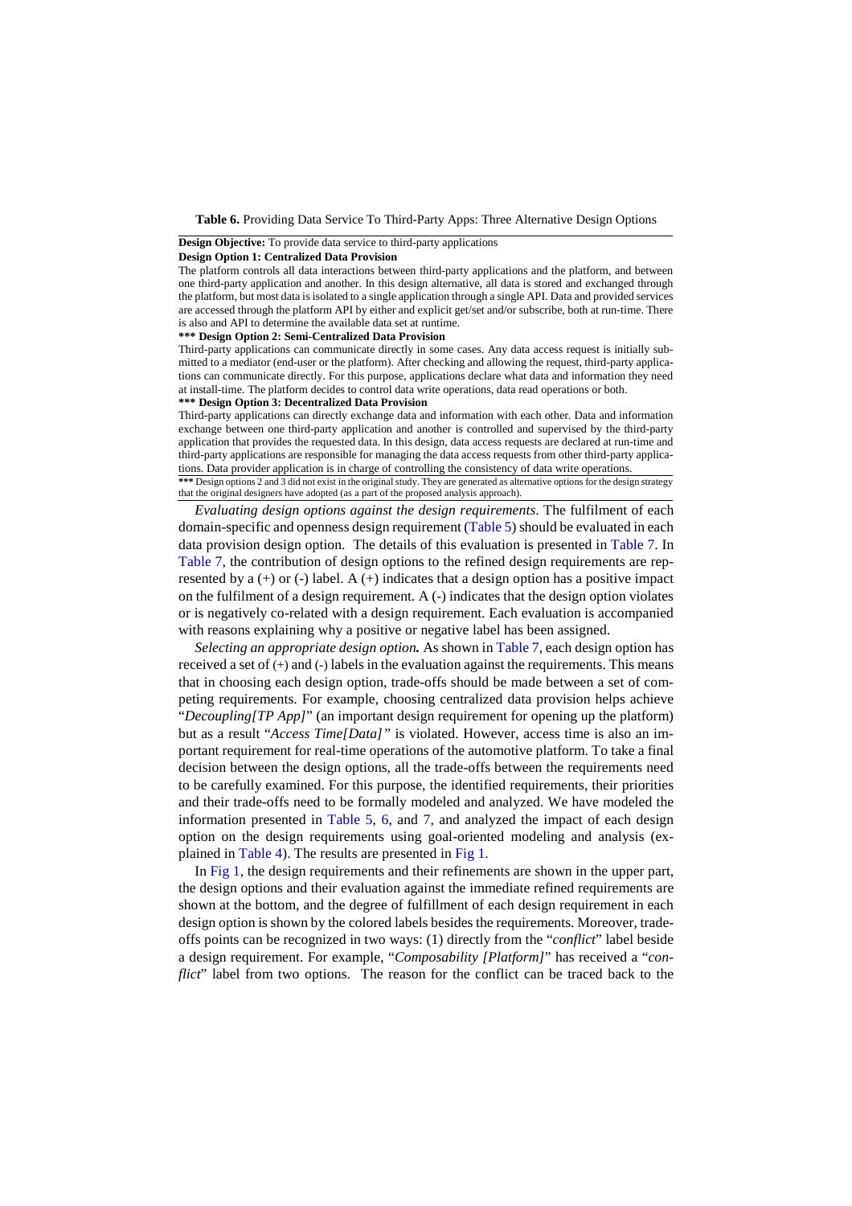**Table 6.** Providing Data Service To Third-Party Apps: Three Alternative Design Options

| |
|---|
| **Design Objective:** To provide data service to third-party applications |
| **Design Option 1: Centralized Data Provision** |
| The platform controls all data interactions between third-party applications and the platform, and between one third-party application and another. In this design alternative, all data is stored and exchanged through the platform, but most data is isolated to a single application through a single API. Data and provided services are accessed through the platform API by either and explicit get/set and/or subscribe, both at run-time. There is also and API to determine the available data set at runtime. |
| **\*\*\* Design Option 2: Semi-Centralized Data Provision** |
| Third-party applications can communicate directly in some cases. Any data access request is initially submitted to a mediator (end-user or the platform). After checking and allowing the request, third-party applications can communicate directly. For this purpose, applications declare what data and information they need at install-time. The platform decides to control data write operations, data read operations or both. |
| **\*\*\* Design Option 3: Decentralized Data Provision** |
| Third-party applications can directly exchange data and information with each other. Data and information exchange between one third-party application and another is controlled and supervised by the third-party application that provides the requested data. In this design, data access requests are declared at run-time and third-party applications are responsible for managing the data access requests from other third-party applications. Data provider application is in charge of controlling the consistency of data write operations. |
| **\*\*\*** Design options 2 and 3 did not exist in the original study. They are generated as alternative options for the design strategy that the original designers have adopted (as a part of the proposed analysis approach). |

*Evaluating design options against the design requirements.* The fulfilment of each domain-specific and openness design requirement (Table 5) should be evaluated in each data provision design option. The details of this evaluation is presented in Table 7. In Table 7, the contribution of design options to the refined design requirements are represented by a (+) or (-) label. A (+) indicates that a design option has a positive impact on the fulfilment of a design requirement. A (-) indicates that the design option violates or is negatively co-related with a design requirement. Each evaluation is accompanied with reasons explaining why a positive or negative label has been assigned.

***Selecting an appropriate design option.*** As shown in Table 7, each design option has received a set of (+) and (-) labels in the evaluation against the requirements. This means that in choosing each design option, trade-offs should be made between a set of competing requirements. For example, choosing centralized data provision helps achieve "*Decoupling[TP App]*" (an important design requirement for opening up the platform) but as a result "*Access Time[Data]"* is violated. However, access time is also an important requirement for real-time operations of the automotive platform. To take a final decision between the design options, all the trade-offs between the requirements need to be carefully examined. For this purpose, the identified requirements, their priorities and their trade-offs need to be formally modeled and analyzed. We have modeled the information presented in Table 5, 6, and 7, and analyzed the impact of each design option on the design requirements using goal-oriented modeling and analysis (explained in Table 4). The results are presented in Fig 1.

In Fig 1, the design requirements and their refinements are shown in the upper part, the design options and their evaluation against the immediate refined requirements are shown at the bottom, and the degree of fulfillment of each design requirement in each design option is shown by the colored labels besides the requirements. Moreover, trade-offs points can be recognized in two ways: (1) directly from the "*conflict*" label beside a design requirement. For example, "*Composability [Platform]*" has received a "*conflict*" label from two options. The reason for the conflict can be traced back to the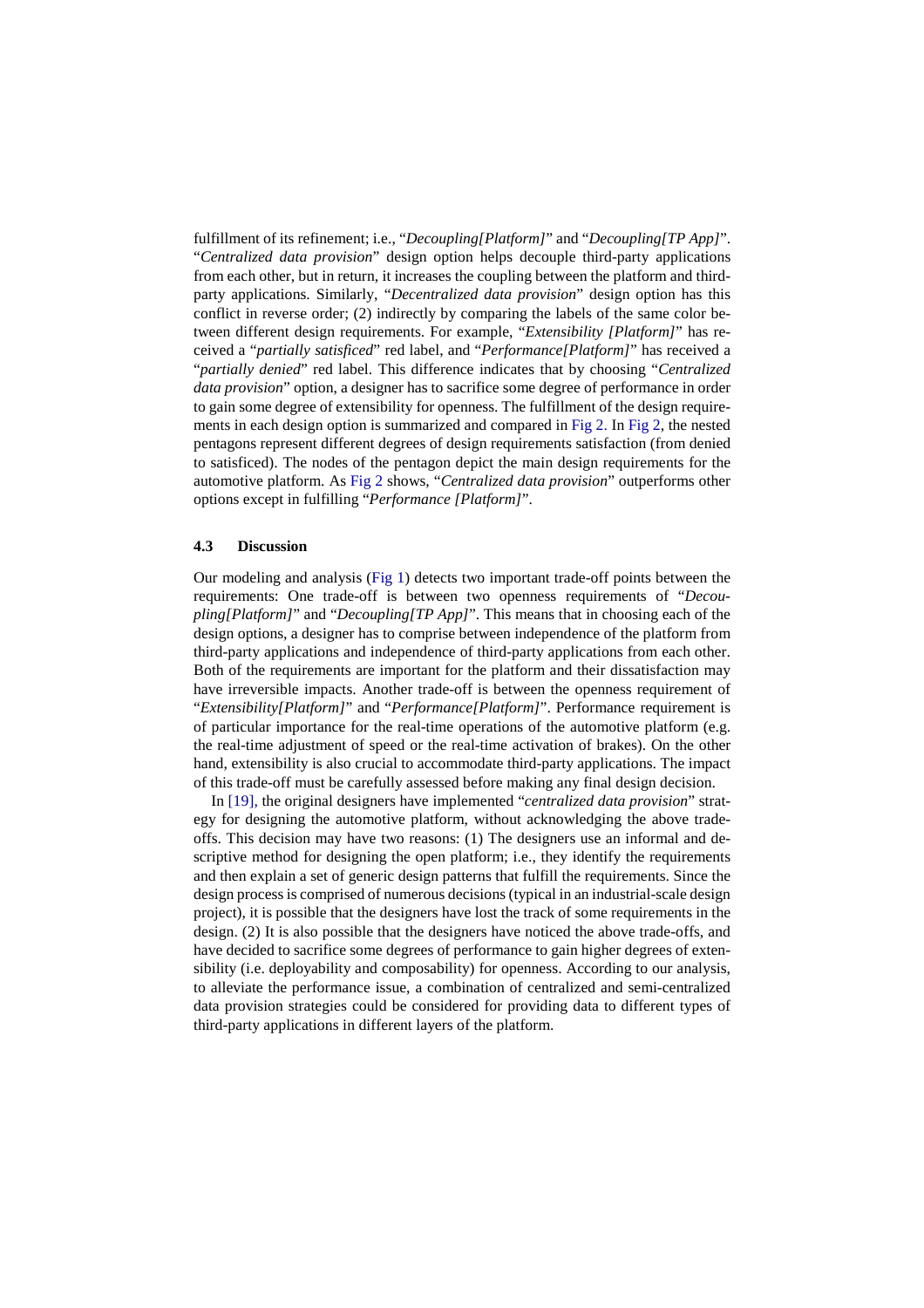fulfillment of its refinement; i.e., "*Decoupling[Platform]*" and "*Decoupling[TP App]*". "*Centralized data provision*" design option helps decouple third-party applications from each other, but in return, it increases the coupling between the platform and third-party applications. Similarly, "*Decentralized data provision*" design option has this conflict in reverse order; (2) indirectly by comparing the labels of the same color between different design requirements. For example, "*Extensibility [Platform]*" has received a "*partially satisficed*" red label, and "*Performance[Platform]*" has received a "*partially denied*" red label. This difference indicates that by choosing "*Centralized data provision*" option, a designer has to sacrifice some degree of performance in order to gain some degree of extensibility for openness. The fulfillment of the design requirements in each design option is summarized and compared in Fig 2. In Fig 2, the nested pentagons represent different degrees of design requirements satisfaction (from denied to satisficed). The nodes of the pentagon depict the main design requirements for the automotive platform. As Fig 2 shows, "*Centralized data provision*" outperforms other options except in fulfilling "*Performance [Platform]*".

### 4.3 Discussion

Our modeling and analysis (Fig 1) detects two important trade-off points between the requirements: One trade-off is between two openness requirements of "*Decoupling[Platform]*" and "*Decoupling[TP App]*". This means that in choosing each of the design options, a designer has to comprise between independence of the platform from third-party applications and independence of third-party applications from each other. Both of the requirements are important for the platform and their dissatisfaction may have irreversible impacts. Another trade-off is between the openness requirement of "*Extensibility[Platform]*" and "*Performance[Platform]*". Performance requirement is of particular importance for the real-time operations of the automotive platform (e.g. the real-time adjustment of speed or the real-time activation of brakes). On the other hand, extensibility is also crucial to accommodate third-party applications. The impact of this trade-off must be carefully assessed before making any final design decision.

In [19], the original designers have implemented "*centralized data provision*" strategy for designing the automotive platform, without acknowledging the above trade-offs. This decision may have two reasons: (1) The designers use an informal and descriptive method for designing the open platform; i.e., they identify the requirements and then explain a set of generic design patterns that fulfill the requirements. Since the design process is comprised of numerous decisions (typical in an industrial-scale design project), it is possible that the designers have lost the track of some requirements in the design. (2) It is also possible that the designers have noticed the above trade-offs, and have decided to sacrifice some degrees of performance to gain higher degrees of extensibility (i.e. deployability and composability) for openness. According to our analysis, to alleviate the performance issue, a combination of centralized and semi-centralized data provision strategies could be considered for providing data to different types of third-party applications in different layers of the platform.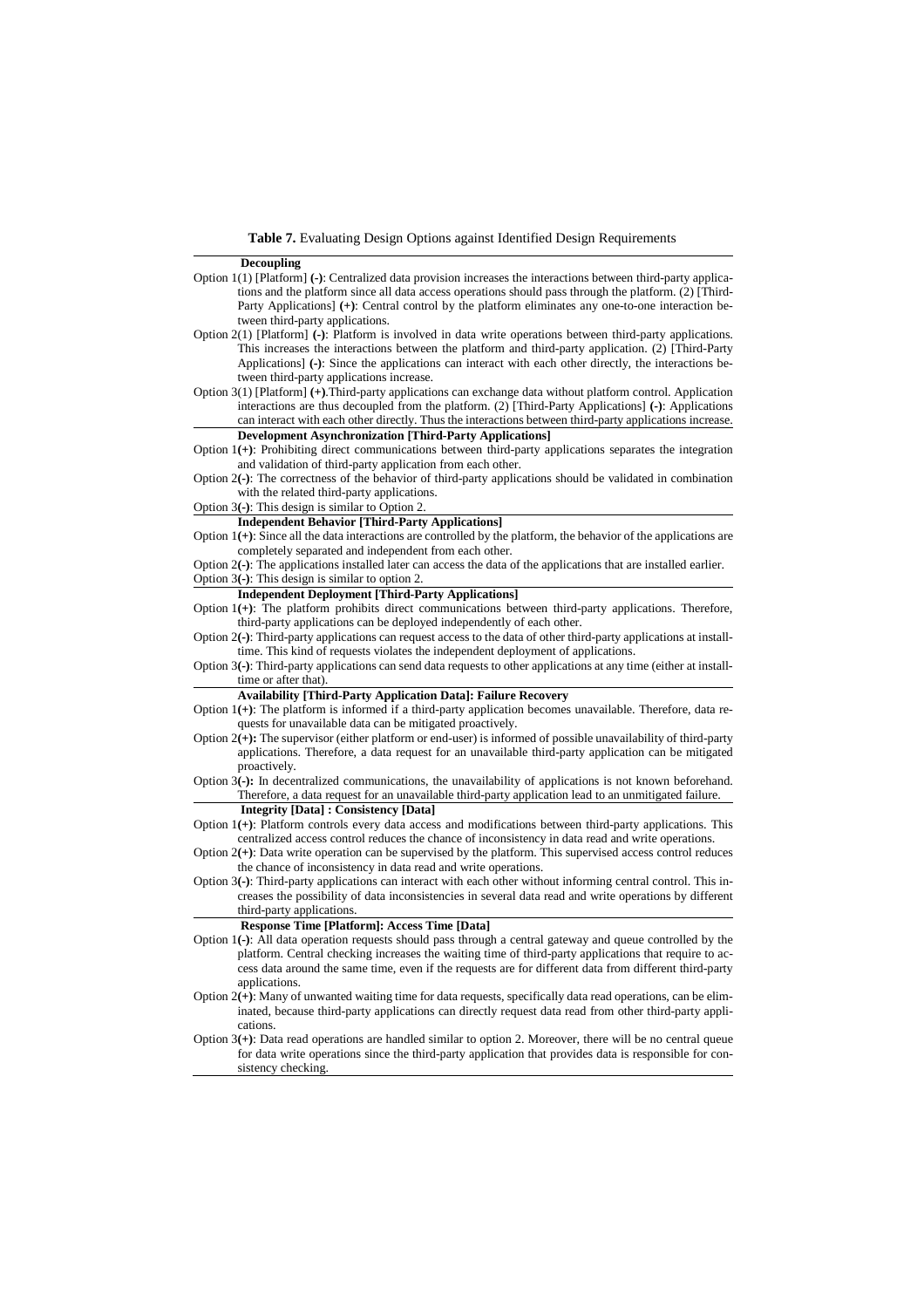**Table 7.** Evaluating Design Options against Identified Design Requirements

**Decoupling**

Option 1(1) [Platform] **(-)**: Centralized data provision increases the interactions between third-party applications and the platform since all data access operations should pass through the platform. (2) [Third-Party Applications] **(+)**: Central control by the platform eliminates any one-to-one interaction between third-party applications.

Option 2(1) [Platform] **(-)**: Platform is involved in data write operations between third-party applications. This increases the interactions between the platform and third-party application. (2) [Third-Party Applications] **(-)**: Since the applications can interact with each other directly, the interactions between third-party applications increase.

Option 3(1) [Platform] **(+)**.Third-party applications can exchange data without platform control. Application interactions are thus decoupled from the platform. (2) [Third-Party Applications] **(-)**: Applications can interact with each other directly. Thus the interactions between third-party applications increase.

**Development Asynchronization [Third-Party Applications]**

Option 1**(+)**: Prohibiting direct communications between third-party applications separates the integration and validation of third-party application from each other.

Option 2**(-)**: The correctness of the behavior of third-party applications should be validated in combination with the related third-party applications.

Option 3**(-)**: This design is similar to Option 2.

**Independent Behavior [Third-Party Applications]**

Option 1**(+)**: Since all the data interactions are controlled by the platform, the behavior of the applications are completely separated and independent from each other.

Option 2**(-)**: The applications installed later can access the data of the applications that are installed earlier.

Option 3**(-)**: This design is similar to option 2.

**Independent Deployment [Third-Party Applications]**

Option 1**(+)**: The platform prohibits direct communications between third-party applications. Therefore, third-party applications can be deployed independently of each other.

Option 2**(-)**: Third-party applications can request access to the data of other third-party applications at install-time. This kind of requests violates the independent deployment of applications.

Option 3**(-)**: Third-party applications can send data requests to other applications at any time (either at install-time or after that).

**Availability [Third-Party Application Data]: Failure Recovery**

Option 1**(+)**: The platform is informed if a third-party application becomes unavailable. Therefore, data requests for unavailable data can be mitigated proactively.

Option 2**(+):** The supervisor (either platform or end-user) is informed of possible unavailability of third-party applications. Therefore, a data request for an unavailable third-party application can be mitigated proactively.

Option 3**(-):** In decentralized communications, the unavailability of applications is not known beforehand. Therefore, a data request for an unavailable third-party application lead to an unmitigated failure.

**Integrity [Data] : Consistency [Data]**

Option 1**(+)**: Platform controls every data access and modifications between third-party applications. This centralized access control reduces the chance of inconsistency in data read and write operations.

Option 2**(+)**: Data write operation can be supervised by the platform. This supervised access control reduces the chance of inconsistency in data read and write operations.

Option 3**(-)**: Third-party applications can interact with each other without informing central control. This increases the possibility of data inconsistencies in several data read and write operations by different third-party applications.

**Response Time [Platform]: Access Time [Data]**

Option 1**(-)**: All data operation requests should pass through a central gateway and queue controlled by the platform. Central checking increases the waiting time of third-party applications that require to access data around the same time, even if the requests are for different data from different third-party applications.

Option 2**(+)**: Many of unwanted waiting time for data requests, specifically data read operations, can be eliminated, because third-party applications can directly request data read from other third-party applications.

Option 3**(+)**: Data read operations are handled similar to option 2. Moreover, there will be no central queue for data write operations since the third-party application that provides data is responsible for consistency checking.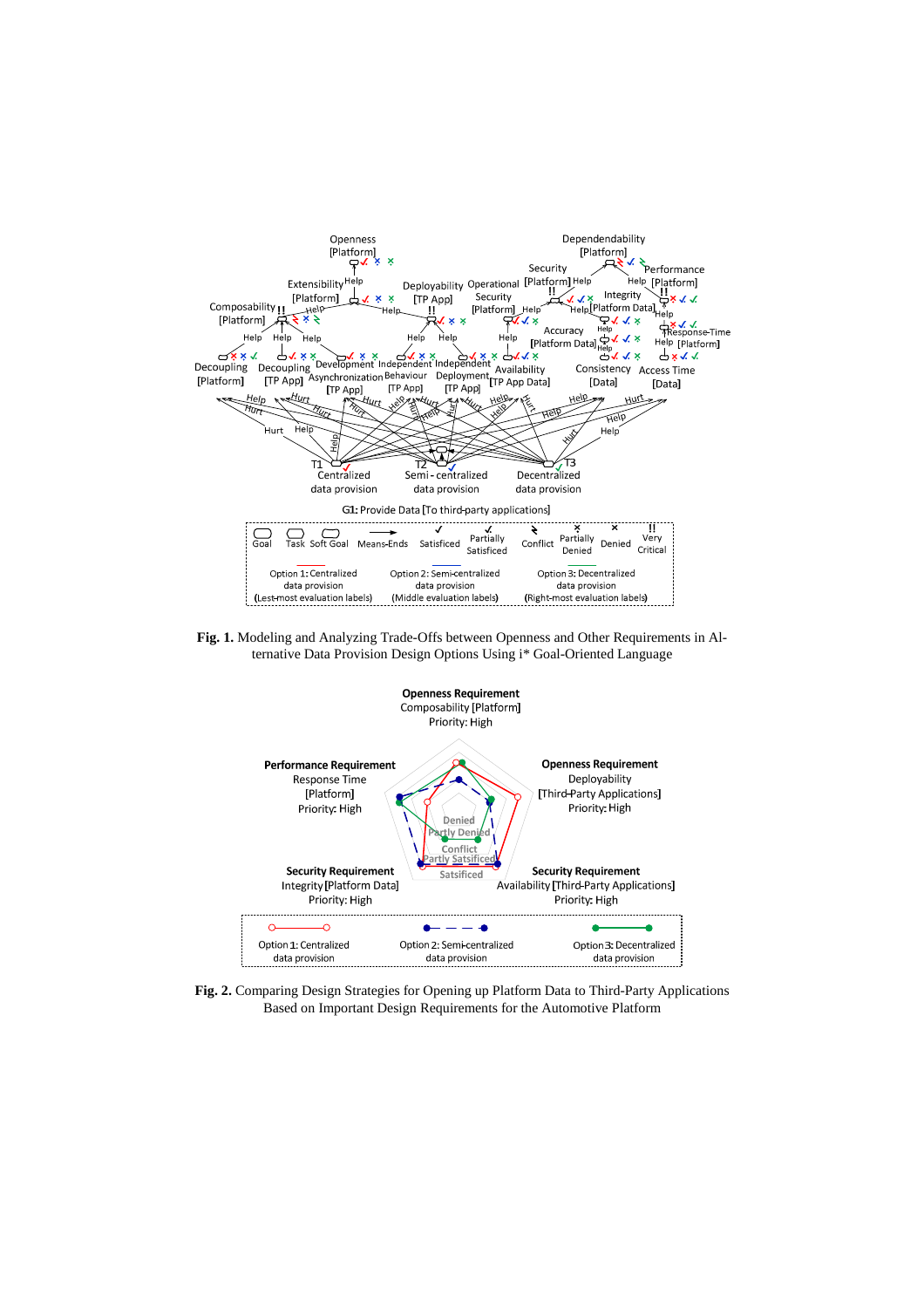**Fig. 1.** Modeling and Analyzing Trade-Offs between Openness and Other Requirements in Alternative Data Provision Design Options Using i* Goal-Oriented Language

**Fig. 2.** Comparing Design Strategies for Opening up Platform Data to Third-Party Applications Based on Important Design Requirements for the Automotive Platform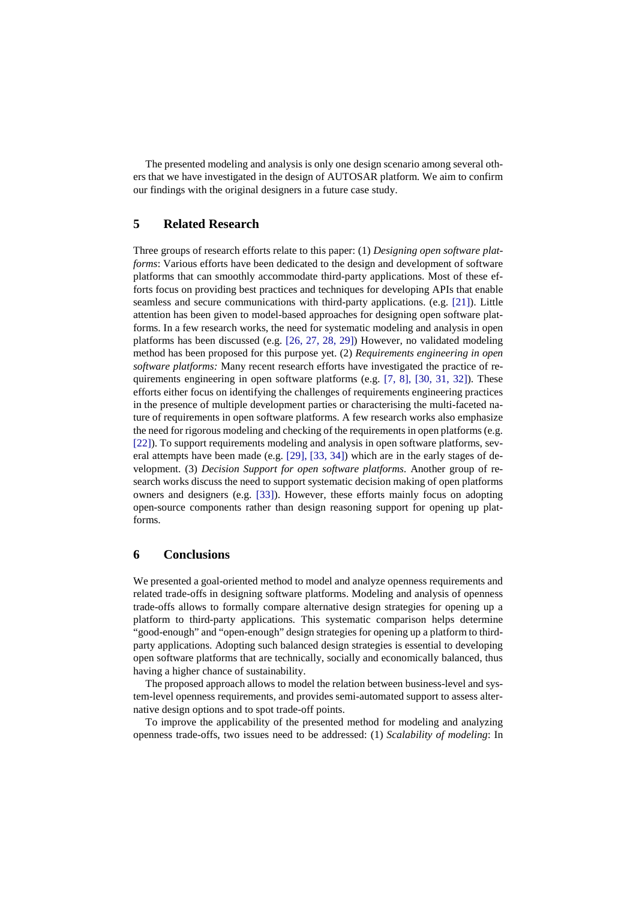The presented modeling and analysis is only one design scenario among several others that we have investigated in the design of AUTOSAR platform. We aim to confirm our findings with the original designers in a future case study.

## 5 Related Research

Three groups of research efforts relate to this paper: (1) *Designing open software platforms*: Various efforts have been dedicated to the design and development of software platforms that can smoothly accommodate third-party applications. Most of these efforts focus on providing best practices and techniques for developing APIs that enable seamless and secure communications with third-party applications. (e.g. [21]). Little attention has been given to model-based approaches for designing open software platforms. In a few research works, the need for systematic modeling and analysis in open platforms has been discussed (e.g. [26, 27, 28, 29]) However, no validated modeling method has been proposed for this purpose yet. (2) *Requirements engineering in open software platforms:* Many recent research efforts have investigated the practice of requirements engineering in open software platforms (e.g. [7, 8], [30, 31, 32]). These efforts either focus on identifying the challenges of requirements engineering practices in the presence of multiple development parties or characterising the multi-faceted nature of requirements in open software platforms. A few research works also emphasize the need for rigorous modeling and checking of the requirements in open platforms (e.g. [22]). To support requirements modeling and analysis in open software platforms, several attempts have been made (e.g. [29], [33, 34]) which are in the early stages of development. (3) *Decision Support for open software platforms*. Another group of research works discuss the need to support systematic decision making of open platforms owners and designers (e.g. [33]). However, these efforts mainly focus on adopting open-source components rather than design reasoning support for opening up platforms.

## 6 Conclusions

We presented a goal-oriented method to model and analyze openness requirements and related trade-offs in designing software platforms. Modeling and analysis of openness trade-offs allows to formally compare alternative design strategies for opening up a platform to third-party applications. This systematic comparison helps determine "good-enough" and "open-enough" design strategies for opening up a platform to third-party applications. Adopting such balanced design strategies is essential to developing open software platforms that are technically, socially and economically balanced, thus having a higher chance of sustainability.

The proposed approach allows to model the relation between business-level and system-level openness requirements, and provides semi-automated support to assess alternative design options and to spot trade-off points.

To improve the applicability of the presented method for modeling and analyzing openness trade-offs, two issues need to be addressed: (1) *Scalability of modeling*: In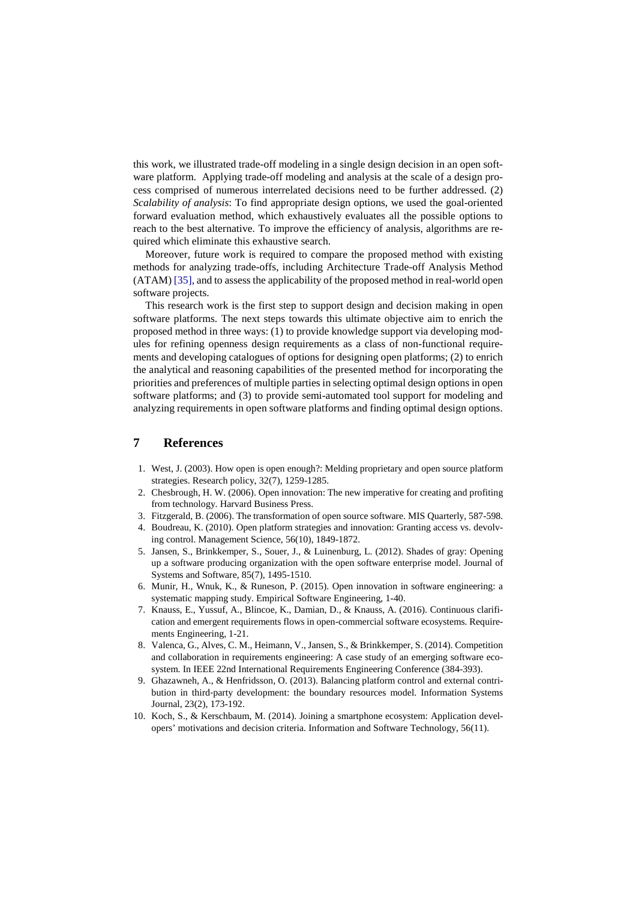this work, we illustrated trade-off modeling in a single design decision in an open software platform. Applying trade-off modeling and analysis at the scale of a design process comprised of numerous interrelated decisions need to be further addressed. (2) *Scalability of analysis*: To find appropriate design options, we used the goal-oriented forward evaluation method, which exhaustively evaluates all the possible options to reach to the best alternative. To improve the efficiency of analysis, algorithms are required which eliminate this exhaustive search.

Moreover, future work is required to compare the proposed method with existing methods for analyzing trade-offs, including Architecture Trade-off Analysis Method (ATAM) [35], and to assess the applicability of the proposed method in real-world open software projects.

This research work is the first step to support design and decision making in open software platforms. The next steps towards this ultimate objective aim to enrich the proposed method in three ways: (1) to provide knowledge support via developing modules for refining openness design requirements as a class of non-functional requirements and developing catalogues of options for designing open platforms; (2) to enrich the analytical and reasoning capabilities of the presented method for incorporating the priorities and preferences of multiple parties in selecting optimal design options in open software platforms; and (3) to provide semi-automated tool support for modeling and analyzing requirements in open software platforms and finding optimal design options.

## 7 References

1. West, J. (2003). How open is open enough?: Melding proprietary and open source platform strategies. Research policy, 32(7), 1259-1285.
2. Chesbrough, H. W. (2006). Open innovation: The new imperative for creating and profiting from technology. Harvard Business Press.
3. Fitzgerald, B. (2006). The transformation of open source software. MIS Quarterly, 587-598.
4. Boudreau, K. (2010). Open platform strategies and innovation: Granting access vs. devolving control. Management Science, 56(10), 1849-1872.
5. Jansen, S., Brinkkemper, S., Souer, J., & Luinenburg, L. (2012). Shades of gray: Opening up a software producing organization with the open software enterprise model. Journal of Systems and Software, 85(7), 1495-1510.
6. Munir, H., Wnuk, K., & Runeson, P. (2015). Open innovation in software engineering: a systematic mapping study. Empirical Software Engineering, 1-40.
7. Knauss, E., Yussuf, A., Blincoe, K., Damian, D., & Knauss, A. (2016). Continuous clarification and emergent requirements flows in open-commercial software ecosystems. Requirements Engineering, 1-21.
8. Valenca, G., Alves, C. M., Heimann, V., Jansen, S., & Brinkkemper, S. (2014). Competition and collaboration in requirements engineering: A case study of an emerging software ecosystem. In IEEE 22nd International Requirements Engineering Conference (384-393).
9. Ghazawneh, A., & Henfridsson, O. (2013). Balancing platform control and external contribution in third-party development: the boundary resources model. Information Systems Journal, 23(2), 173-192.
10. Koch, S., & Kerschbaum, M. (2014). Joining a smartphone ecosystem: Application developers' motivations and decision criteria. Information and Software Technology, 56(11).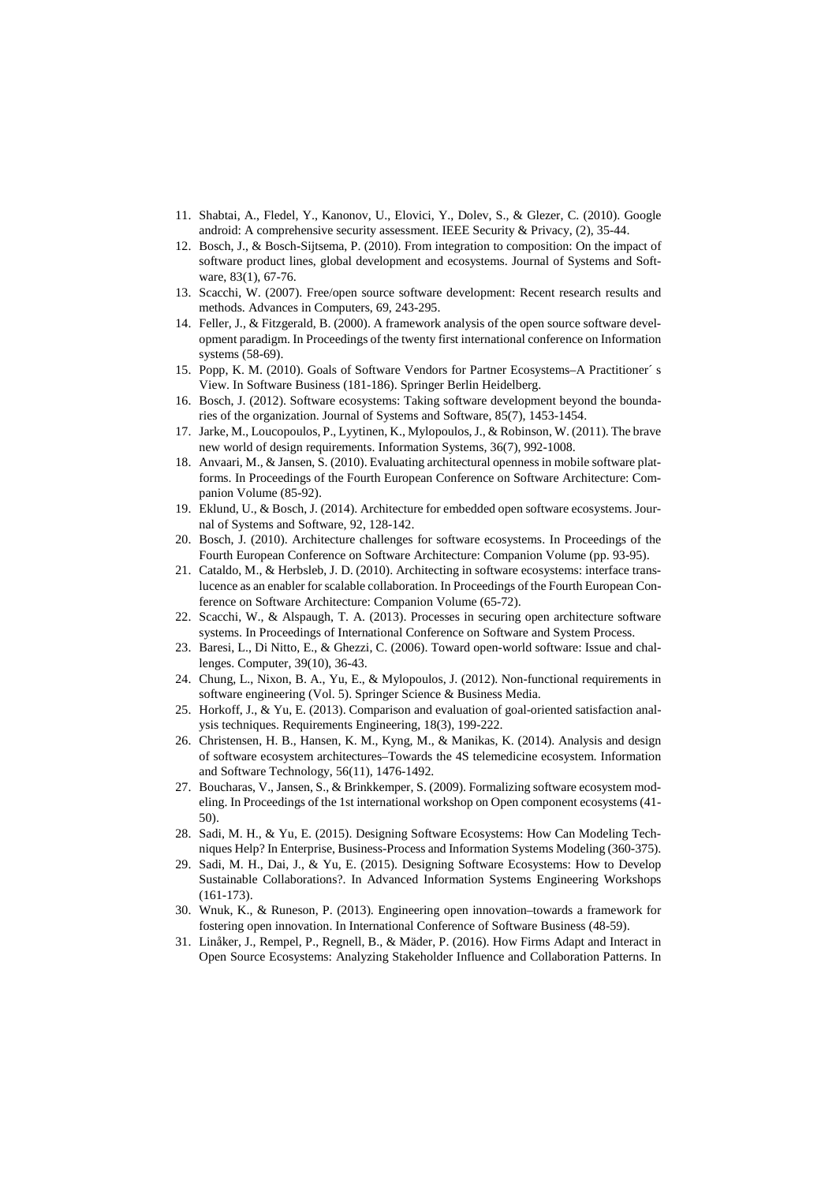11. Shabtai, A., Fledel, Y., Kanonov, U., Elovici, Y., Dolev, S., & Glezer, C. (2010). Google android: A comprehensive security assessment. IEEE Security & Privacy, (2), 35-44.
12. Bosch, J., & Bosch-Sijtsema, P. (2010). From integration to composition: On the impact of software product lines, global development and ecosystems. Journal of Systems and Software, 83(1), 67-76.
13. Scacchi, W. (2007). Free/open source software development: Recent research results and methods. Advances in Computers, 69, 243-295.
14. Feller, J., & Fitzgerald, B. (2000). A framework analysis of the open source software development paradigm. In Proceedings of the twenty first international conference on Information systems (58-69).
15. Popp, K. M. (2010). Goals of Software Vendors for Partner Ecosystems–A Practitioner´ s View. In Software Business (181-186). Springer Berlin Heidelberg.
16. Bosch, J. (2012). Software ecosystems: Taking software development beyond the boundaries of the organization. Journal of Systems and Software, 85(7), 1453-1454.
17. Jarke, M., Loucopoulos, P., Lyytinen, K., Mylopoulos, J., & Robinson, W. (2011). The brave new world of design requirements. Information Systems, 36(7), 992-1008.
18. Anvaari, M., & Jansen, S. (2010). Evaluating architectural openness in mobile software platforms. In Proceedings of the Fourth European Conference on Software Architecture: Companion Volume (85-92).
19. Eklund, U., & Bosch, J. (2014). Architecture for embedded open software ecosystems. Journal of Systems and Software, 92, 128-142.
20. Bosch, J. (2010). Architecture challenges for software ecosystems. In Proceedings of the Fourth European Conference on Software Architecture: Companion Volume (pp. 93-95).
21. Cataldo, M., & Herbsleb, J. D. (2010). Architecting in software ecosystems: interface translucence as an enabler for scalable collaboration. In Proceedings of the Fourth European Conference on Software Architecture: Companion Volume (65-72).
22. Scacchi, W., & Alspaugh, T. A. (2013). Processes in securing open architecture software systems. In Proceedings of International Conference on Software and System Process.
23. Baresi, L., Di Nitto, E., & Ghezzi, C. (2006). Toward open-world software: Issue and challenges. Computer, 39(10), 36-43.
24. Chung, L., Nixon, B. A., Yu, E., & Mylopoulos, J. (2012). Non-functional requirements in software engineering (Vol. 5). Springer Science & Business Media.
25. Horkoff, J., & Yu, E. (2013). Comparison and evaluation of goal-oriented satisfaction analysis techniques. Requirements Engineering, 18(3), 199-222.
26. Christensen, H. B., Hansen, K. M., Kyng, M., & Manikas, K. (2014). Analysis and design of software ecosystem architectures–Towards the 4S telemedicine ecosystem. Information and Software Technology, 56(11), 1476-1492.
27. Boucharas, V., Jansen, S., & Brinkkemper, S. (2009). Formalizing software ecosystem modeling. In Proceedings of the 1st international workshop on Open component ecosystems (41-50).
28. Sadi, M. H., & Yu, E. (2015). Designing Software Ecosystems: How Can Modeling Techniques Help? In Enterprise, Business-Process and Information Systems Modeling (360-375).
29. Sadi, M. H., Dai, J., & Yu, E. (2015). Designing Software Ecosystems: How to Develop Sustainable Collaborations?. In Advanced Information Systems Engineering Workshops (161-173).
30. Wnuk, K., & Runeson, P. (2013). Engineering open innovation–towards a framework for fostering open innovation. In International Conference of Software Business (48-59).
31. Linåker, J., Rempel, P., Regnell, B., & Mäder, P. (2016). How Firms Adapt and Interact in Open Source Ecosystems: Analyzing Stakeholder Influence and Collaboration Patterns. In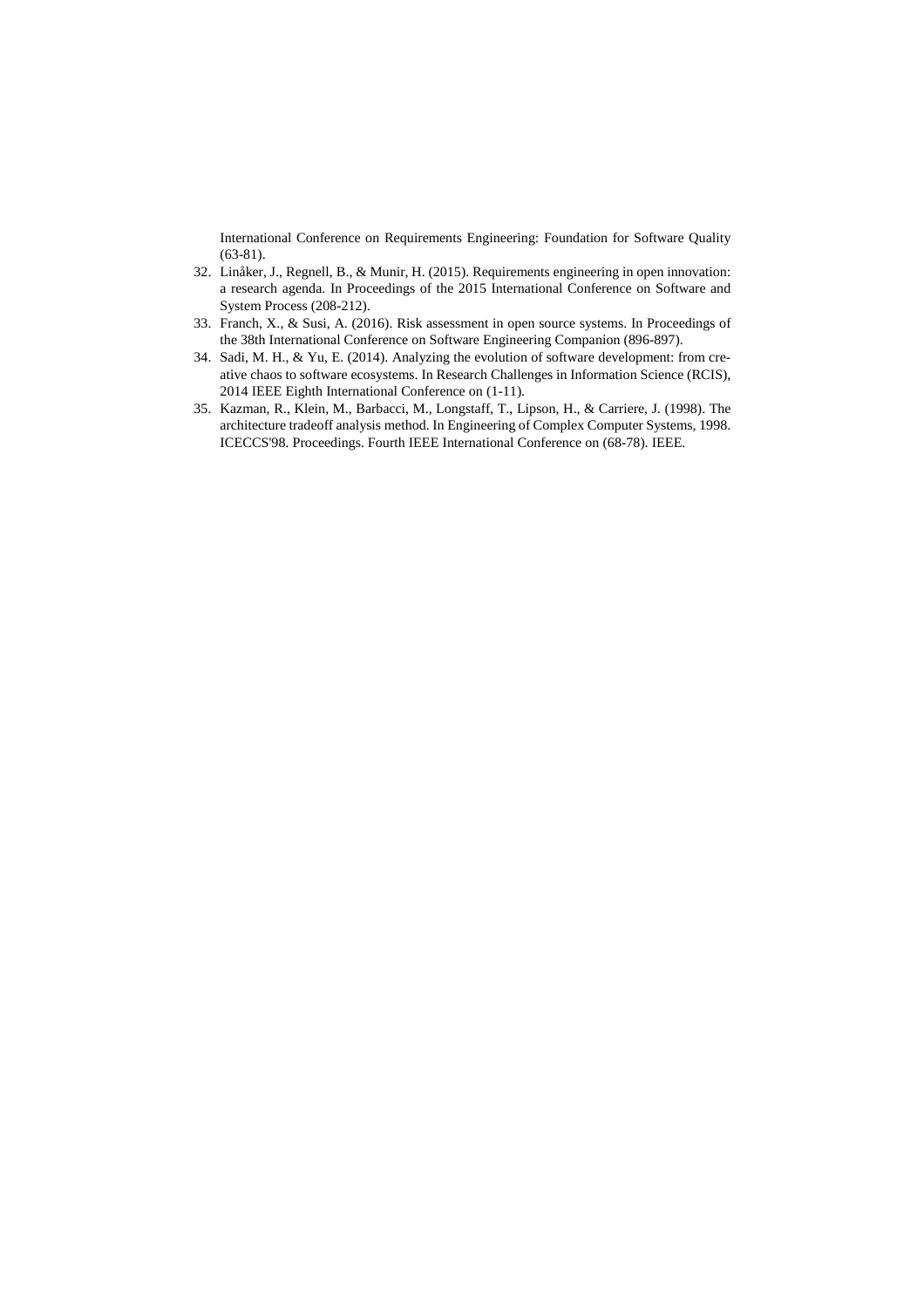International Conference on Requirements Engineering: Foundation for Software Quality (63-81).

32. Linåker, J., Regnell, B., & Munir, H. (2015). Requirements engineering in open innovation: a research agenda. In Proceedings of the 2015 International Conference on Software and System Process (208-212).
33. Franch, X., & Susi, A. (2016). Risk assessment in open source systems. In Proceedings of the 38th International Conference on Software Engineering Companion (896-897).
34. Sadi, M. H., & Yu, E. (2014). Analyzing the evolution of software development: from creative chaos to software ecosystems. In Research Challenges in Information Science (RCIS), 2014 IEEE Eighth International Conference on (1-11).
35. Kazman, R., Klein, M., Barbacci, M., Longstaff, T., Lipson, H., & Carriere, J. (1998). The architecture tradeoff analysis method. In Engineering of Complex Computer Systems, 1998. ICECCS'98. Proceedings. Fourth IEEE International Conference on (68-78). IEEE.